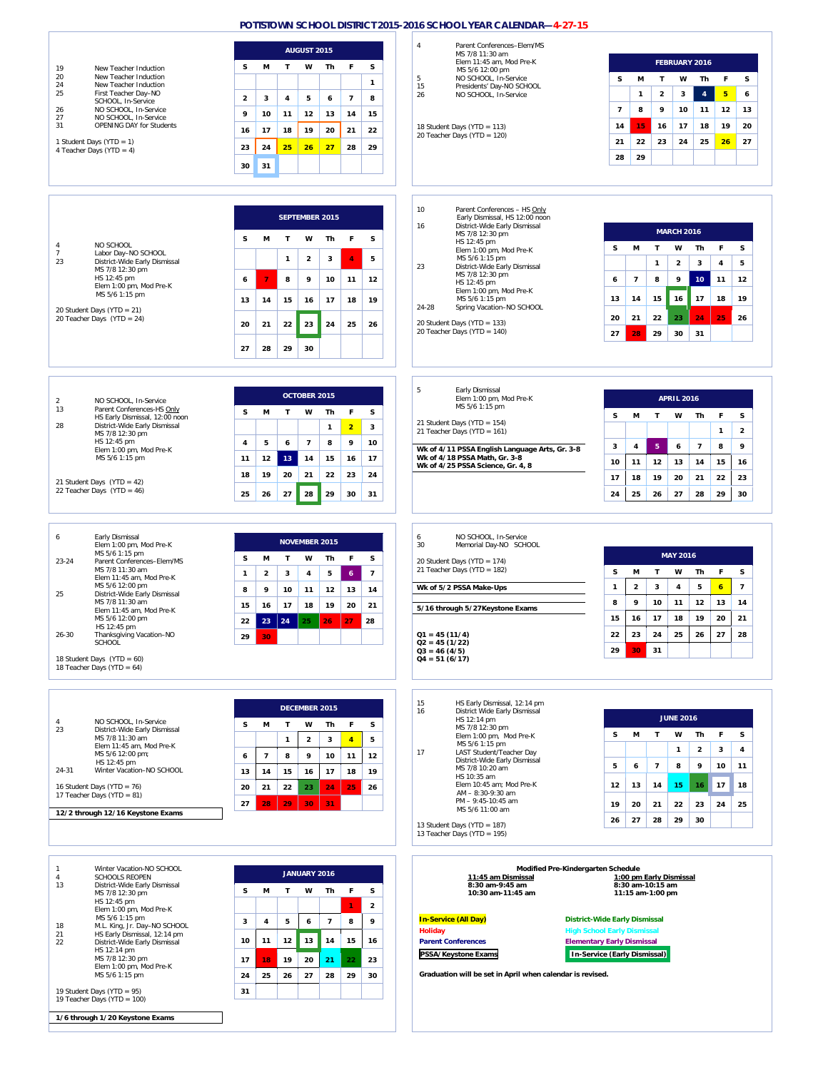# POTTSTOWN SCHOOL DISTRICT 2015-2016 SCHOOL YEAR CALENDAR—4-27-15

## August 2015

19 New Teacher Induction
20 New Teacher Induction
24 New Teacher Induction
25 First Teacher Day–NO SCHOOL, In-Service
26 NO SCHOOL, In-Service
27 NO SCHOOL, In-Service
31 OPENING DAY for Students

1 Student Days (YTD = 1)
4 Teacher Days (YTD = 4)

| S | M | T | W | Th | F | S |
|---|---|---|---|---|---|---|
| | | | | | | 1 |
| 2 | 3 | 4 | 5 | 6 | 7 | 8 |
| 9 | 10 | 11 | 12 | 13 | 14 | 15 |
| 16 | 17 | 18 | 19 | 20 | 21 | 22 |
| 23 | 24 | 25 | 26 | 27 | 28 | 29 |
| 30 | 31 | | | | | |

## September 2015

4 NO SCHOOL
7 Labor Day–NO SCHOOL
23 District-Wide Early Dismissal
MS 7/8 12:30 pm
HS 12:45 pm
Elem 1:00 pm, Mod Pre-K
MS 5/6 1:15 pm

20 Student Days (YTD = 21)
20 Teacher Days (YTD = 24)

| S | M | T | W | Th | F | S |
|---|---|---|---|---|---|---|
| | | 1 | 2 | 3 | 4 | 5 |
| 6 | 7 | 8 | 9 | 10 | 11 | 12 |
| 13 | 14 | 15 | 16 | 17 | 18 | 19 |
| 20 | 21 | 22 | 23 | 24 | 25 | 26 |
| 27 | 28 | 29 | 30 | | | |

## October 2015

2 NO SCHOOL, In-Service
13 Parent Conferences-HS Only
HS Early Dismissal, 12:00 noon
28 District-Wide Early Dismissal
MS 7/8 12:30 pm
HS 12:45 pm
Elem 1:00 pm, Mod Pre-K
MS 5/6 1:15 pm

21 Student Days (YTD = 42)
22 Teacher Days (YTD = 46)

| S | M | T | W | Th | F | S |
|---|---|---|---|---|---|---|
| | | | | 1 | 2 | 3 |
| 4 | 5 | 6 | 7 | 8 | 9 | 10 |
| 11 | 12 | 13 | 14 | 15 | 16 | 17 |
| 18 | 19 | 20 | 21 | 22 | 23 | 24 |
| 25 | 26 | 27 | 28 | 29 | 30 | 31 |

## November 2015

6 Early Dismissal
Elem 1:00 pm, Mod Pre-K
MS 5/6 1:15 pm
23-24 Parent Conferences–Elem/MS
MS 7/8 11:30 am
Elem 11:45 am, Mod Pre-K
MS 5/6 12:00 pm
25 District-Wide Early Dismissal
MS 7/8 11:30 am
Elem 11:45 am, Mod Pre-K
MS 5/6 12:00 pm
HS 12:45 pm
26-30 Thanksgiving Vacation–NO SCHOOL

18 Student Days (YTD = 60)
18 Teacher Days (YTD = 64)

| S | M | T | W | Th | F | S |
|---|---|---|---|---|---|---|
| 1 | 2 | 3 | 4 | 5 | 6 | 7 |
| 8 | 9 | 10 | 11 | 12 | 13 | 14 |
| 15 | 16 | 17 | 18 | 19 | 20 | 21 |
| 22 | 23 | 24 | 25 | 26 | 27 | 28 |
| 29 | 30 | | | | | |

## December 2015

4 NO SCHOOL, In-Service
23 District-Wide Early Dismissal
MS 7/8 11:30 am
Elem 11:45 am, Mod Pre-K
MS 5/6 12:00 pm;
HS 12:45 pm
24-31 Winter Vacation–NO SCHOOL

16 Student Days (YTD = 76)
17 Teacher Days (YTD = 81)

**12/2 through 12/16 Keystone Exams**

| S | M | T | W | Th | F | S |
|---|---|---|---|---|---|---|
| | | 1 | 2 | 3 | 4 | 5 |
| 6 | 7 | 8 | 9 | 10 | 11 | 12 |
| 13 | 14 | 15 | 16 | 17 | 18 | 19 |
| 20 | 21 | 22 | 23 | 24 | 25 | 26 |
| 27 | 28 | 29 | 30 | 31 | | |

## January 2016

1 Winter Vacation-NO SCHOOL
4 SCHOOLS REOPEN
13 District-Wide Early Dismissal
MS 7/8 12:30 pm
HS 12:45 pm
Elem 1:00 pm, Mod Pre-K
MS 5/6 1:15 pm
18 M.L. King, Jr. Day–NO SCHOOL
21 HS Early Dismissal, 12:14 pm
22 District-Wide Early Dismissal
HS 12:14 pm
MS 7/8 12:30 pm
Elem 1:00 pm, Mod Pre-K
MS 5/6 1:15 pm

19 Student Days (YTD = 95)
19 Teacher Days (YTD = 100)

**1/6 through 1/20 Keystone Exams**

| S | M | T | W | Th | F | S |
|---|---|---|---|---|---|---|
| | | | | | 1 | 2 |
| 3 | 4 | 5 | 6 | 7 | 8 | 9 |
| 10 | 11 | 12 | 13 | 14 | 15 | 16 |
| 17 | 18 | 19 | 20 | 21 | 22 | 23 |
| 24 | 25 | 26 | 27 | 28 | 29 | 30 |
| 31 | | | | | | |

## February 2016

4 Parent Conferences–Elem/MS
MS 7/8 11:30 am
Elem 11:45 am, Mod Pre-K
MS 5/6 12:00 pm
5 NO SCHOOL, In-Service
15 Presidents' Day-NO SCHOOL
26 NO SCHOOL, In-Service

18 Student Days (YTD = 113)
20 Teacher Days (YTD = 120)

| S | M | T | W | Th | F | S |
|---|---|---|---|---|---|---|
| | 1 | 2 | 3 | 4 | 5 | 6 |
| 7 | 8 | 9 | 10 | 11 | 12 | 13 |
| 14 | 15 | 16 | 17 | 18 | 19 | 20 |
| 21 | 22 | 23 | 24 | 25 | 26 | 27 |
| 28 | 29 | | | | | |

## March 2016

10 Parent Conferences – HS Only
Early Dismissal, HS 12:00 noon
16 District-Wide Early Dismissal
MS 7/8 12:30 pm
HS 12:45 pm
Elem 1:00 pm, Mod Pre-K
MS 5/6 1:15 pm
23 District-Wide Early Dismissal
MS 7/8 12:30 pm
HS 12:45 pm
Elem 1:00 pm, Mod Pre-K
MS 5/6 1:15 pm
24-28 Spring Vacation–NO SCHOOL

20 Student Days (YTD = 133)
20 Teacher Days (YTD = 140)

| S | M | T | W | Th | F | S |
|---|---|---|---|---|---|---|
| | | 1 | 2 | 3 | 4 | 5 |
| 6 | 7 | 8 | 9 | 10 | 11 | 12 |
| 13 | 14 | 15 | 16 | 17 | 18 | 19 |
| 20 | 21 | 22 | 23 | 24 | 25 | 26 |
| 27 | 28 | 29 | 30 | 31 | | |

## April 2016

5 Early Dismissal
Elem 1:00 pm, Mod Pre-K
MS 5/6 1:15 pm

21 Student Days (YTD = 154)
21 Teacher Days (YTD = 161)

**Wk of 4/11 PSSA English Language Arts, Gr. 3-8**
**Wk of 4/18 PSSA Math, Gr. 3-8**
**Wk of 4/25 PSSA Science, Gr. 4, 8**

| S | M | T | W | Th | F | S |
|---|---|---|---|---|---|---|
| | | | | | 1 | 2 |
| 3 | 4 | 5 | 6 | 7 | 8 | 9 |
| 10 | 11 | 12 | 13 | 14 | 15 | 16 |
| 17 | 18 | 19 | 20 | 21 | 22 | 23 |
| 24 | 25 | 26 | 27 | 28 | 29 | 30 |

## May 2016

6 NO SCHOOL, In-Service
30 Memorial Day-NO SCHOOL

20 Student Days (YTD = 174)
21 Teacher Days (YTD = 182)

**Wk of 5/2 PSSA Make-Ups**

**5/16 through 5/27Keystone Exams**

**Q1 = 45 (11/4)**
**Q2 = 45 (1/22)**
**Q3 = 46 (4/5)**
**Q4 = 51 (6/17)**

| S | M | T | W | Th | F | S |
|---|---|---|---|---|---|---|
| 1 | 2 | 3 | 4 | 5 | 6 | 7 |
| 8 | 9 | 10 | 11 | 12 | 13 | 14 |
| 15 | 16 | 17 | 18 | 19 | 20 | 21 |
| 22 | 23 | 24 | 25 | 26 | 27 | 28 |
| 29 | 30 | 31 | | | | |

## June 2016

15 HS Early Dismissal, 12:14 pm
16 District Wide Early Dismissal
HS 12:14 pm
MS 7/8 12:30 pm
Elem 1:00 pm, Mod Pre-K
MS 5/6 1:15 pm
17 LAST Student/Teacher Day
District-Wide Early Dismissal
MS 7/8 10:20 am
HS 10:35 am
Elem 10:45 am; Mod Pre-K
AM – 8:30-9:30 am
PM – 9:45-10:45 am
MS 5/6 11:00 am

13 Student Days (YTD = 187)
13 Teacher Days (YTD = 195)

| S | M | T | W | Th | F | S |
|---|---|---|---|---|---|---|
| | | | 1 | 2 | 3 | 4 |
| 5 | 6 | 7 | 8 | 9 | 10 | 11 |
| 12 | 13 | 14 | 15 | 16 | 17 | 18 |
| 19 | 20 | 21 | 22 | 23 | 24 | 25 |
| 26 | 27 | 28 | 29 | 30 | | |

## Modified Pre-Kindergarten Schedule

| 11:45 am Dismissal | 1:00 pm Early Dismissal |
|---|---|
| 8:30 am-9:45 am | 8:30 am-10:15 am |
| 10:30 am-11:45 am | 11:15 am-1:00 pm |

**Legend:**

- In-Service (All Day)
- Holiday
- Parent Conferences
- PSSA/Keystone Exams
- District-Wide Early Dismissal
- High School Early Dismissal
- Elementary Early Dismissal
- In-Service (Early Dismissal)

**Graduation will be set in April when calendar is revised.**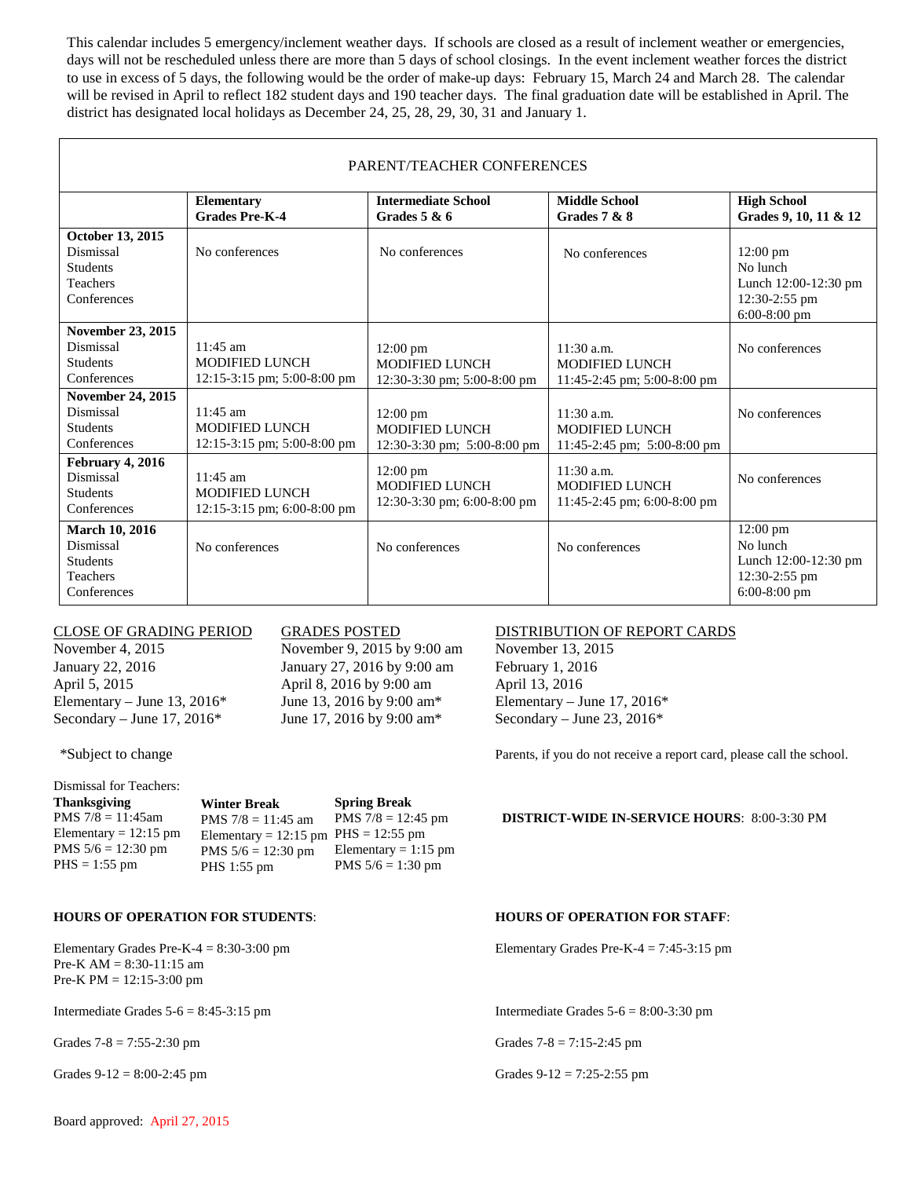This calendar includes 5 emergency/inclement weather days. If schools are closed as a result of inclement weather or emergencies, days will not be rescheduled unless there are more than 5 days of school closings. In the event inclement weather forces the district to use in excess of 5 days, the following would be the order of make-up days: February 15, March 24 and March 28. The calendar will be revised in April to reflect 182 student days and 190 teacher days. The final graduation date will be established in April. The district has designated local holidays as December 24, 25, 28, 29, 30, 31 and January 1.

## PARENT/TEACHER CONFERENCES

| | **Elementary Grades Pre-K-4** | **Intermediate School Grades 5 & 6** | **Middle School Grades 7 & 8** | **High School Grades 9, 10, 11 & 12** |
|---|---|---|---|---|
| **October 13, 2015** Dismissal Students Teachers Conferences | No conferences | No conferences | No conferences | 12:00 pm No lunch Lunch 12:00-12:30 pm 12:30-2:55 pm 6:00-8:00 pm |
| **November 23, 2015** Dismissal Students Conferences | 11:45 am MODIFIED LUNCH 12:15-3:15 pm; 5:00-8:00 pm | 12:00 pm MODIFIED LUNCH 12:30-3:30 pm; 5:00-8:00 pm | 11:30 a.m. MODIFIED LUNCH 11:45-2:45 pm; 5:00-8:00 pm | No conferences |
| **November 24, 2015** Dismissal Students Conferences | 11:45 am MODIFIED LUNCH 12:15-3:15 pm; 5:00-8:00 pm | 12:00 pm MODIFIED LUNCH 12:30-3:30 pm; 5:00-8:00 pm | 11:30 a.m. MODIFIED LUNCH 11:45-2:45 pm; 5:00-8:00 pm | No conferences |
| **February 4, 2016** Dismissal Students Conferences | 11:45 am MODIFIED LUNCH 12:15-3:15 pm; 6:00-8:00 pm | 12:00 pm MODIFIED LUNCH 12:30-3:30 pm; 6:00-8:00 pm | 11:30 a.m. MODIFIED LUNCH 11:45-2:45 pm; 6:00-8:00 pm | No conferences |
| **March 10, 2016** Dismissal Students Teachers Conferences | No conferences | No conferences | No conferences | 12:00 pm No lunch Lunch 12:00-12:30 pm 12:30-2:55 pm 6:00-8:00 pm |

| CLOSE OF GRADING PERIOD | GRADES POSTED | DISTRIBUTION OF REPORT CARDS |
|---|---|---|
| November 4, 2015 | November 9, 2015 by 9:00 am | November 13, 2015 |
| January 22, 2016 | January 27, 2016 by 9:00 am | February 1, 2016 |
| April 5, 2015 | April 8, 2016 by 9:00 am | April 13, 2016 |
| Elementary – June 13, 2016* | June 13, 2016 by 9:00 am* | Elementary – June 17, 2016* |
| Secondary – June 17, 2016* | June 17, 2016 by 9:00 am* | Secondary – June 23, 2016* |

*Subject to change

Parents, if you do not receive a report card, please call the school.

Dismissal for Teachers:

| **Thanksgiving** | **Winter Break** | **Spring Break** |
|---|---|---|
| PMS 7/8 = 11:45am | PMS 7/8 = 11:45 am | PMS 7/8 = 12:45 pm |
| Elementary = 12:15 pm | Elementary = 12:15 pm | PHS = 12:55 pm |
| PMS 5/6 = 12:30 pm | PMS 5/6 = 12:30 pm | Elementary = 1:15 pm |
| PHS = 1:55 pm | PHS 1:55 pm | PMS 5/6 = 1:30 pm |

**DISTRICT-WIDE IN-SERVICE HOURS**: 8:00-3:30 PM

**HOURS OF OPERATION FOR STUDENTS**:

Elementary Grades Pre-K-4 = 8:30-3:00 pm
Pre-K AM = 8:30-11:15 am
Pre-K PM = 12:15-3:00 pm

Intermediate Grades 5-6 = 8:45-3:15 pm

Grades 7-8 = 7:55-2:30 pm

Grades 9-12 = 8:00-2:45 pm

**HOURS OF OPERATION FOR STAFF**:

Elementary Grades Pre-K-4 = 7:45-3:15 pm

Intermediate Grades 5-6 = 8:00-3:30 pm

Grades 7-8 = 7:15-2:45 pm

Grades 9-12 = 7:25-2:55 pm

Board approved: April 27, 2015